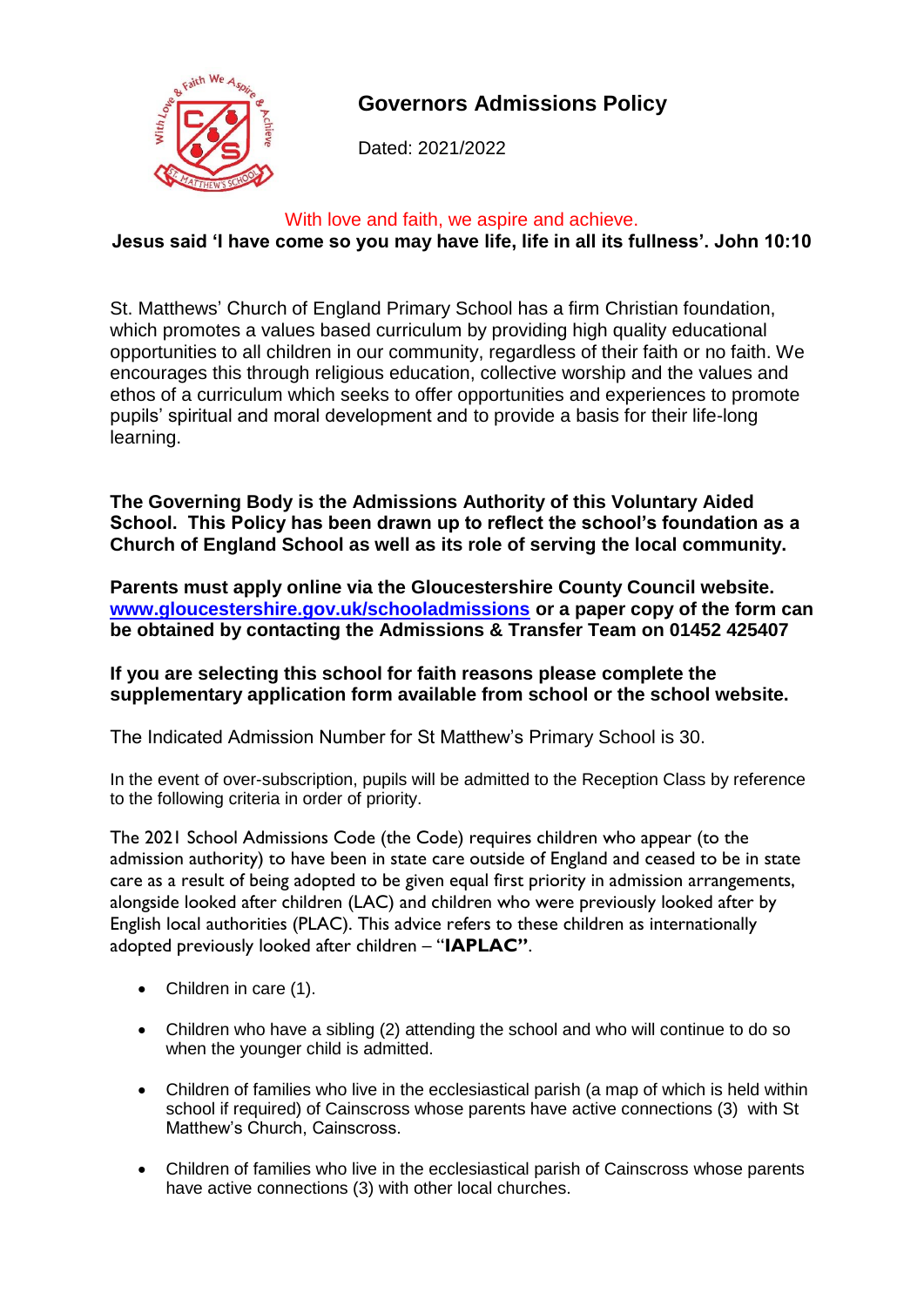# Governors Admissions Policy

Dated: 2021/2022

With love and faith, we aspire and achieve.

**Jesus said 'I have come so you may have life, life in all its fullness'. John 10:10**

St. Matthews' Church of England Primary School has a firm Christian foundation, which promotes a values based curriculum by providing high quality educational opportunities to all children in our community, regardless of their faith or no faith. We encourages this through religious education, collective worship and the values and ethos of a curriculum which seeks to offer opportunities and experiences to promote pupils' spiritual and moral development and to provide a basis for their life-long learning.

**The Governing Body is the Admissions Authority of this Voluntary Aided School. This Policy has been drawn up to reflect the school's foundation as a Church of England School as well as its role of serving the local community.**

**Parents must apply online via the Gloucestershire County Council website. [www.gloucestershire.gov.uk/schooladmissions](http://www.gloucestershire.gov.uk/schooladmissions) or a paper copy of the form can be obtained by contacting the Admissions & Transfer Team on 01452 425407**

**If you are selecting this school for faith reasons please complete the supplementary application form available from school or the school website.**

The Indicated Admission Number for St Matthew's Primary School is 30.

In the event of over-subscription, pupils will be admitted to the Reception Class by reference to the following criteria in order of priority.

The 2021 School Admissions Code (the Code) requires children who appear (to the admission authority) to have been in state care outside of England and ceased to be in state care as a result of being adopted to be given equal first priority in admission arrangements, alongside looked after children (LAC) and children who were previously looked after by English local authorities (PLAC). This advice refers to these children as internationally adopted previously looked after children – "**IAPLAC"**.

- Children in care (1).
- Children who have a sibling (2) attending the school and who will continue to do so when the younger child is admitted.
- Children of families who live in the ecclesiastical parish (a map of which is held within school if required) of Cainscross whose parents have active connections (3) with St Matthew's Church, Cainscross.
- Children of families who live in the ecclesiastical parish of Cainscross whose parents have active connections (3) with other local churches.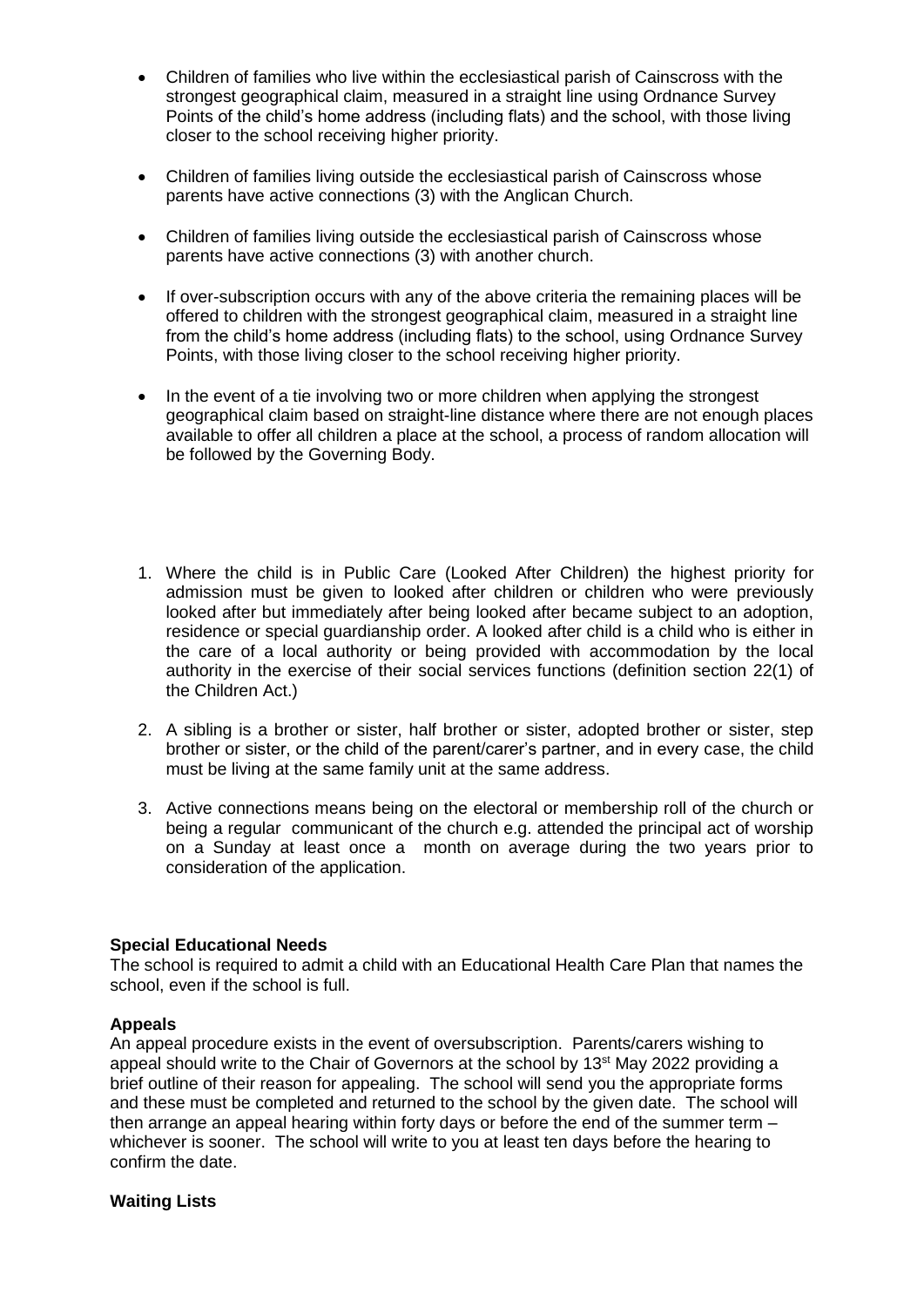- Children of families who live within the ecclesiastical parish of Cainscross with the strongest geographical claim, measured in a straight line using Ordnance Survey Points of the child's home address (including flats) and the school, with those living closer to the school receiving higher priority.

- Children of families living outside the ecclesiastical parish of Cainscross whose parents have active connections (3) with the Anglican Church.

- Children of families living outside the ecclesiastical parish of Cainscross whose parents have active connections (3) with another church.

- If over-subscription occurs with any of the above criteria the remaining places will be offered to children with the strongest geographical claim, measured in a straight line from the child's home address (including flats) to the school, using Ordnance Survey Points, with those living closer to the school receiving higher priority.

- In the event of a tie involving two or more children when applying the strongest geographical claim based on straight-line distance where there are not enough places available to offer all children a place at the school, a process of random allocation will be followed by the Governing Body.

1. Where the child is in Public Care (Looked After Children) the highest priority for admission must be given to looked after children or children who were previously looked after but immediately after being looked after became subject to an adoption, residence or special guardianship order. A looked after child is a child who is either in the care of a local authority or being provided with accommodation by the local authority in the exercise of their social services functions (definition section 22(1) of the Children Act.)

2. A sibling is a brother or sister, half brother or sister, adopted brother or sister, step brother or sister, or the child of the parent/carer's partner, and in every case, the child must be living at the same family unit at the same address.

3. Active connections means being on the electoral or membership roll of the church or being a regular communicant of the church e.g. attended the principal act of worship on a Sunday at least once a month on average during the two years prior to consideration of the application.

**Special Educational Needs**

The school is required to admit a child with an Educational Health Care Plan that names the school, even if the school is full.

**Appeals**

An appeal procedure exists in the event of oversubscription. Parents/carers wishing to appeal should write to the Chair of Governors at the school by 13th May 2022 providing a brief outline of their reason for appealing. The school will send you the appropriate forms and these must be completed and returned to the school by the given date. The school will then arrange an appeal hearing within forty days or before the end of the summer term – whichever is sooner. The school will write to you at least ten days before the hearing to confirm the date.

**Waiting Lists**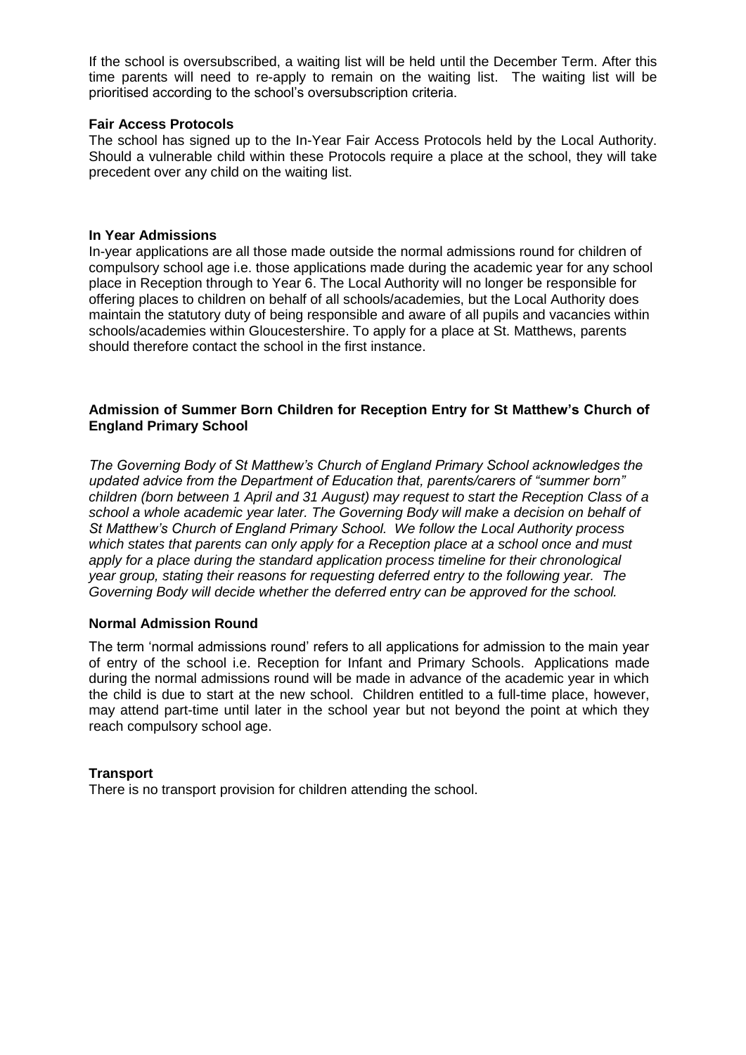If the school is oversubscribed, a waiting list will be held until the December Term. After this time parents will need to re-apply to remain on the waiting list. The waiting list will be prioritised according to the school's oversubscription criteria.

**Fair Access Protocols**

The school has signed up to the In-Year Fair Access Protocols held by the Local Authority. Should a vulnerable child within these Protocols require a place at the school, they will take precedent over any child on the waiting list.

**In Year Admissions**

In-year applications are all those made outside the normal admissions round for children of compulsory school age i.e. those applications made during the academic year for any school place in Reception through to Year 6. The Local Authority will no longer be responsible for offering places to children on behalf of all schools/academies, but the Local Authority does maintain the statutory duty of being responsible and aware of all pupils and vacancies within schools/academies within Gloucestershire. To apply for a place at St. Matthews, parents should therefore contact the school in the first instance.

**Admission of Summer Born Children for Reception Entry for St Matthew's Church of England Primary School**

*The Governing Body of St Matthew's Church of England Primary School acknowledges the updated advice from the Department of Education that, parents/carers of "summer born" children (born between 1 April and 31 August) may request to start the Reception Class of a school a whole academic year later. The Governing Body will make a decision on behalf of St Matthew's Church of England Primary School. We follow the Local Authority process which states that parents can only apply for a Reception place at a school once and must apply for a place during the standard application process timeline for their chronological year group, stating their reasons for requesting deferred entry to the following year. The Governing Body will decide whether the deferred entry can be approved for the school.*

**Normal Admission Round**

The term 'normal admissions round' refers to all applications for admission to the main year of entry of the school i.e. Reception for Infant and Primary Schools. Applications made during the normal admissions round will be made in advance of the academic year in which the child is due to start at the new school. Children entitled to a full-time place, however, may attend part-time until later in the school year but not beyond the point at which they reach compulsory school age.

**Transport**

There is no transport provision for children attending the school.